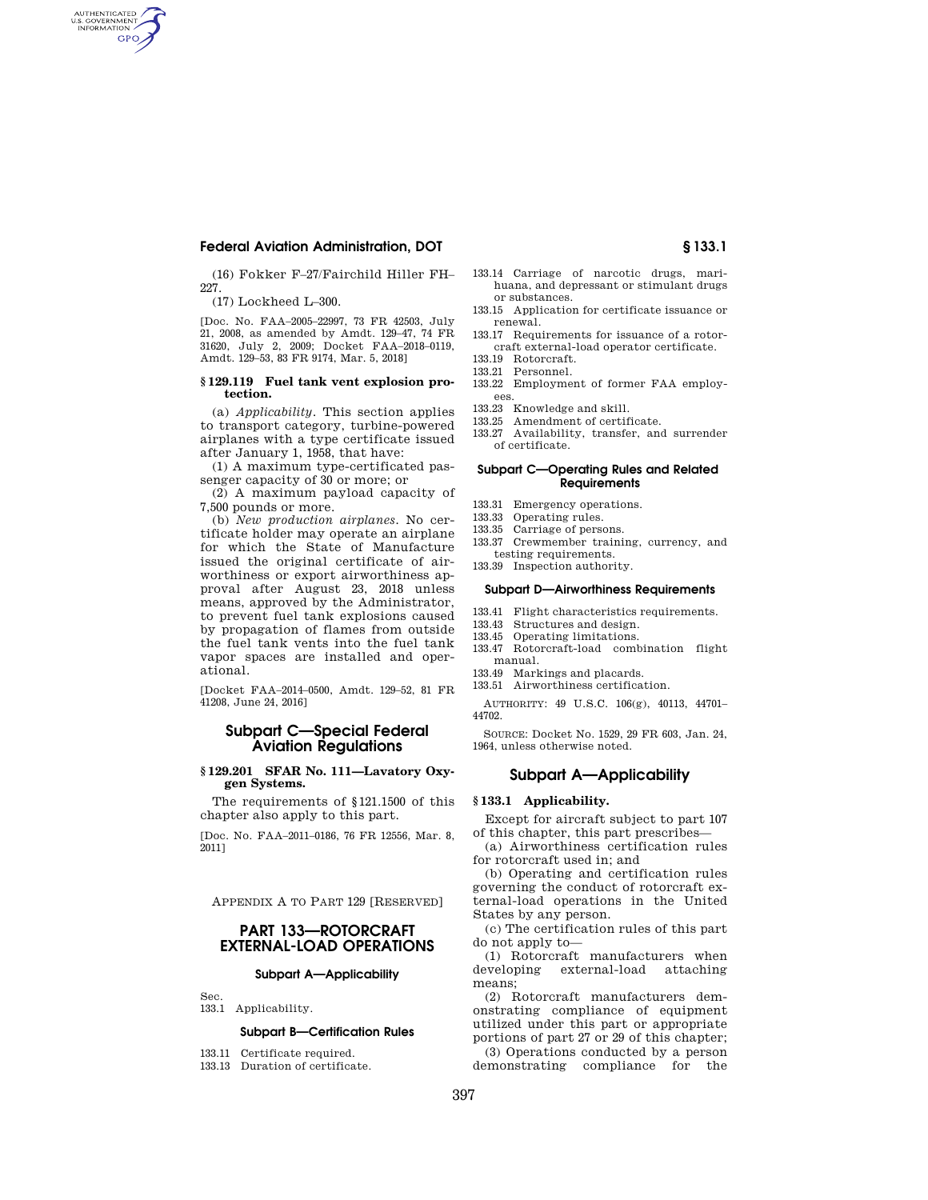(16) Fokker F–27/Fairchild Hiller FH–227.

(17) Lockheed L–300.

[Doc. No. FAA–2005–22997, 73 FR 42503, July 21, 2008, as amended by Amdt. 129–47, 74 FR 31620, July 2, 2009; Docket FAA–2018–0119, Amdt. 129–53, 83 FR 9174, Mar. 5, 2018]

### § 129.119 Fuel tank vent explosion protection.

(a) *Applicability.* This section applies to transport category, turbine-powered airplanes with a type certificate issued after January 1, 1958, that have:

(1) A maximum type-certificated passenger capacity of 30 or more; or

(2) A maximum payload capacity of 7,500 pounds or more.

(b) *New production airplanes.* No certificate holder may operate an airplane for which the State of Manufacture issued the original certificate of airworthiness or export airworthiness approval after August 23, 2018 unless means, approved by the Administrator, to prevent fuel tank explosions caused by propagation of flames from outside the fuel tank vents into the fuel tank vapor spaces are installed and operational.

[Docket FAA–2014–0500, Amdt. 129–52, 81 FR 41208, June 24, 2016]

## Subpart C—Special Federal Aviation Regulations

### § 129.201 SFAR No. 111—Lavatory Oxygen Systems.

The requirements of §121.1500 of this chapter also apply to this part.

[Doc. No. FAA–2011–0186, 76 FR 12556, Mar. 8, 2011]

APPENDIX A TO PART 129 [RESERVED]

# PART 133—ROTORCRAFT EXTERNAL-LOAD OPERATIONS

#### Subpart A—Applicability

Sec.
133.1 Applicability.

#### Subpart B—Certification Rules

133.11 Certificate required.
133.13 Duration of certificate.
133.14 Carriage of narcotic drugs, marihuana, and depressant or stimulant drugs or substances.
133.15 Application for certificate issuance or renewal.
133.17 Requirements for issuance of a rotorcraft external-load operator certificate.
133.19 Rotorcraft.
133.21 Personnel.
133.22 Employment of former FAA employees.
133.23 Knowledge and skill.
133.25 Amendment of certificate.
133.27 Availability, transfer, and surrender of certificate.

#### Subpart C—Operating Rules and Related Requirements

133.31 Emergency operations.
133.33 Operating rules.
133.35 Carriage of persons.
133.37 Crewmember training, currency, and testing requirements.
133.39 Inspection authority.

#### Subpart D—Airworthiness Requirements

133.41 Flight characteristics requirements.
133.43 Structures and design.
133.45 Operating limitations.
133.47 Rotorcraft-load combination flight manual.
133.49 Markings and placards.
133.51 Airworthiness certification.

AUTHORITY: 49 U.S.C. 106(g), 40113, 44701–44702.

SOURCE: Docket No. 1529, 29 FR 603, Jan. 24, 1964, unless otherwise noted.

## Subpart A—Applicability

### § 133.1 Applicability.

Except for aircraft subject to part 107 of this chapter, this part prescribes—

(a) Airworthiness certification rules for rotorcraft used in; and

(b) Operating and certification rules governing the conduct of rotorcraft external-load operations in the United States by any person.

(c) The certification rules of this part do not apply to—

(1) Rotorcraft manufacturers when developing external-load attaching means;

(2) Rotorcraft manufacturers demonstrating compliance of equipment utilized under this part or appropriate portions of part 27 or 29 of this chapter;

(3) Operations conducted by a person demonstrating compliance for the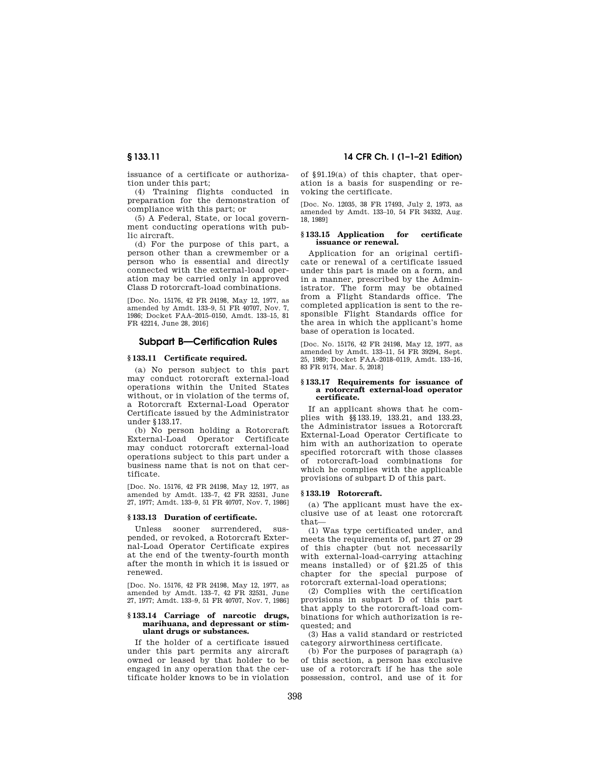issuance of a certificate or authorization under this part;

(4) Training flights conducted in preparation for the demonstration of compliance with this part; or

(5) A Federal, State, or local government conducting operations with public aircraft.

(d) For the purpose of this part, a person other than a crewmember or a person who is essential and directly connected with the external-load operation may be carried only in approved Class D rotorcraft-load combinations.

[Doc. No. 15176, 42 FR 24198, May 12, 1977, as amended by Amdt. 133–9, 51 FR 40707, Nov. 7, 1986; Docket FAA–2015–0150, Amdt. 133–15, 81 FR 42214, June 28, 2016]

## Subpart B—Certification Rules

### § 133.11 Certificate required.

(a) No person subject to this part may conduct rotorcraft external-load operations within the United States without, or in violation of the terms of, a Rotorcraft External-Load Operator Certificate issued by the Administrator under § 133.17.

(b) No person holding a Rotorcraft External-Load Operator Certificate may conduct rotorcraft external-load operations subject to this part under a business name that is not on that certificate.

[Doc. No. 15176, 42 FR 24198, May 12, 1977, as amended by Amdt. 133–7, 42 FR 32531, June 27, 1977; Amdt. 133–9, 51 FR 40707, Nov. 7, 1986]

### § 133.13 Duration of certificate.

Unless sooner surrendered, suspended, or revoked, a Rotorcraft External-Load Operator Certificate expires at the end of the twenty-fourth month after the month in which it is issued or renewed.

[Doc. No. 15176, 42 FR 24198, May 12, 1977, as amended by Amdt. 133–7, 42 FR 32531, June 27, 1977; Amdt. 133–9, 51 FR 40707, Nov. 7, 1986]

### § 133.14 Carriage of narcotic drugs, marihuana, and depressant or stimulant drugs or substances.

If the holder of a certificate issued under this part permits any aircraft owned or leased by that holder to be engaged in any operation that the certificate holder knows to be in violation of § 91.19(a) of this chapter, that operation is a basis for suspending or revoking the certificate.

[Doc. No. 12035, 38 FR 17493, July 2, 1973, as amended by Amdt. 133–10, 54 FR 34332, Aug. 18, 1989]

### § 133.15 Application for certificate issuance or renewal.

Application for an original certificate or renewal of a certificate issued under this part is made on a form, and in a manner, prescribed by the Administrator. The form may be obtained from a Flight Standards office. The completed application is sent to the responsible Flight Standards office for the area in which the applicant's home base of operation is located.

[Doc. No. 15176, 42 FR 24198, May 12, 1977, as amended by Amdt. 133–11, 54 FR 39294, Sept. 25, 1989; Docket FAA–2018–0119, Amdt. 133–16, 83 FR 9174, Mar. 5, 2018]

### § 133.17 Requirements for issuance of a rotorcraft external-load operator certificate.

If an applicant shows that he complies with §§ 133.19, 133.21, and 133.23, the Administrator issues a Rotorcraft External-Load Operator Certificate to him with an authorization to operate specified rotorcraft with those classes of rotorcraft-load combinations for which he complies with the applicable provisions of subpart D of this part.

### § 133.19 Rotorcraft.

(a) The applicant must have the exclusive use of at least one rotorcraft that—

(1) Was type certificated under, and meets the requirements of, part 27 or 29 of this chapter (but not necessarily with external-load-carrying attaching means installed) or of § 21.25 of this chapter for the special purpose of rotorcraft external-load operations;

(2) Complies with the certification provisions in subpart D of this part that apply to the rotorcraft-load combinations for which authorization is requested; and

(3) Has a valid standard or restricted category airworthiness certificate.

(b) For the purposes of paragraph (a) of this section, a person has exclusive use of a rotorcraft if he has the sole possession, control, and use of it for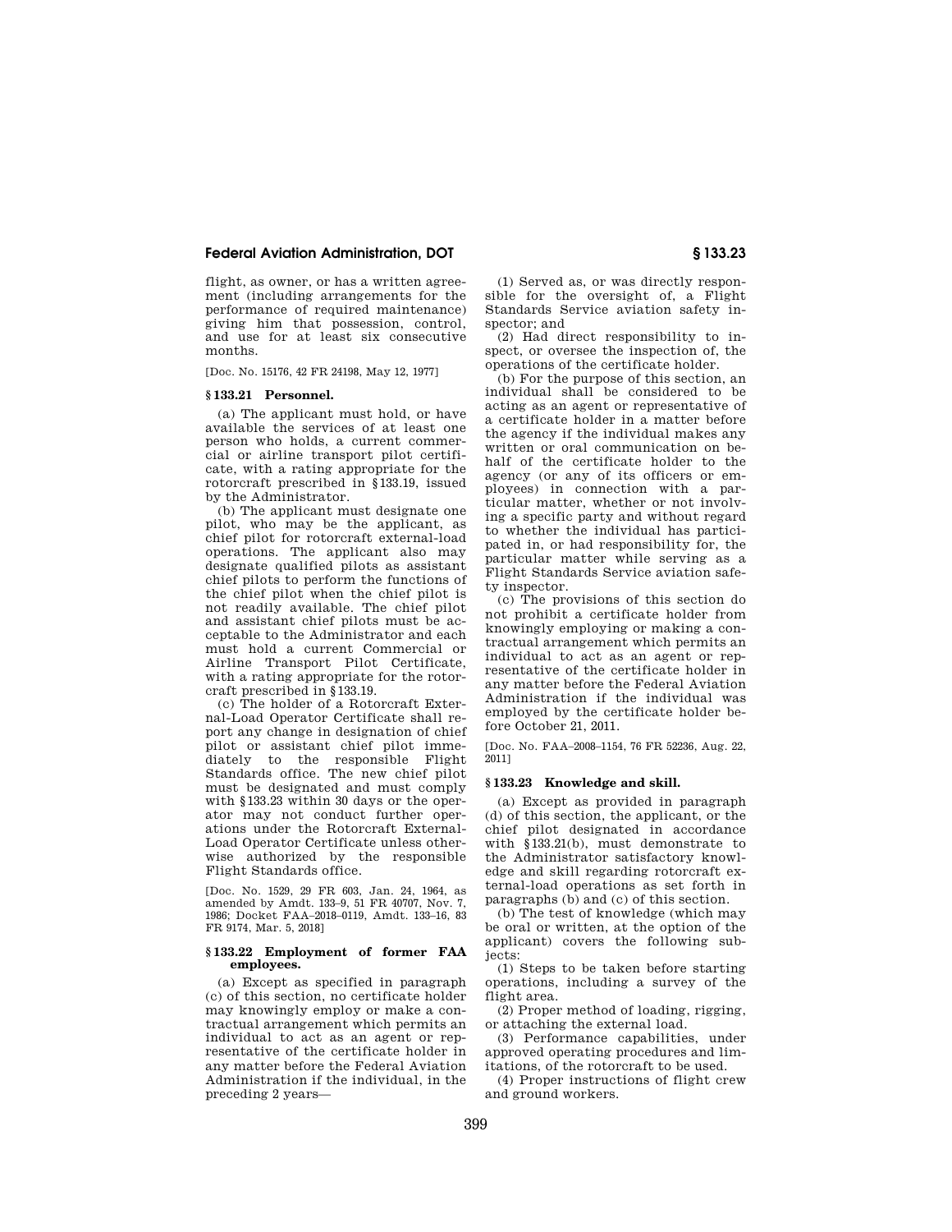flight, as owner, or has a written agreement (including arrangements for the performance of required maintenance) giving him that possession, control, and use for at least six consecutive months.

[Doc. No. 15176, 42 FR 24198, May 12, 1977]

## § 133.21 Personnel.

(a) The applicant must hold, or have available the services of at least one person who holds, a current commercial or airline transport pilot certificate, with a rating appropriate for the rotorcraft prescribed in §133.19, issued by the Administrator.

(b) The applicant must designate one pilot, who may be the applicant, as chief pilot for rotorcraft external-load operations. The applicant also may designate qualified pilots as assistant chief pilots to perform the functions of the chief pilot when the chief pilot is not readily available. The chief pilot and assistant chief pilots must be acceptable to the Administrator and each must hold a current Commercial or Airline Transport Pilot Certificate, with a rating appropriate for the rotorcraft prescribed in §133.19.

(c) The holder of a Rotorcraft External-Load Operator Certificate shall report any change in designation of chief pilot or assistant chief pilot immediately to the responsible Flight Standards office. The new chief pilot must be designated and must comply with §133.23 within 30 days or the operator may not conduct further operations under the Rotorcraft External-Load Operator Certificate unless otherwise authorized by the responsible Flight Standards office.

[Doc. No. 1529, 29 FR 603, Jan. 24, 1964, as amended by Amdt. 133–9, 51 FR 40707, Nov. 7, 1986; Docket FAA–2018–0119, Amdt. 133–16, 83 FR 9174, Mar. 5, 2018]

## § 133.22 Employment of former FAA employees.

(a) Except as specified in paragraph (c) of this section, no certificate holder may knowingly employ or make a contractual arrangement which permits an individual to act as an agent or representative of the certificate holder in any matter before the Federal Aviation Administration if the individual, in the preceding 2 years—

(1) Served as, or was directly responsible for the oversight of, a Flight Standards Service aviation safety inspector; and

(2) Had direct responsibility to inspect, or oversee the inspection of, the operations of the certificate holder.

(b) For the purpose of this section, an individual shall be considered to be acting as an agent or representative of a certificate holder in a matter before the agency if the individual makes any written or oral communication on behalf of the certificate holder to the agency (or any of its officers or employees) in connection with a particular matter, whether or not involving a specific party and without regard to whether the individual has participated in, or had responsibility for, the particular matter while serving as a Flight Standards Service aviation safety inspector.

(c) The provisions of this section do not prohibit a certificate holder from knowingly employing or making a contractual arrangement which permits an individual to act as an agent or representative of the certificate holder in any matter before the Federal Aviation Administration if the individual was employed by the certificate holder before October 21, 2011.

[Doc. No. FAA–2008–1154, 76 FR 52236, Aug. 22, 2011]

## § 133.23 Knowledge and skill.

(a) Except as provided in paragraph (d) of this section, the applicant, or the chief pilot designated in accordance with §133.21(b), must demonstrate to the Administrator satisfactory knowledge and skill regarding rotorcraft external-load operations as set forth in paragraphs (b) and (c) of this section.

(b) The test of knowledge (which may be oral or written, at the option of the applicant) covers the following subjects:

(1) Steps to be taken before starting operations, including a survey of the flight area.

(2) Proper method of loading, rigging, or attaching the external load.

(3) Performance capabilities, under approved operating procedures and limitations, of the rotorcraft to be used.

(4) Proper instructions of flight crew and ground workers.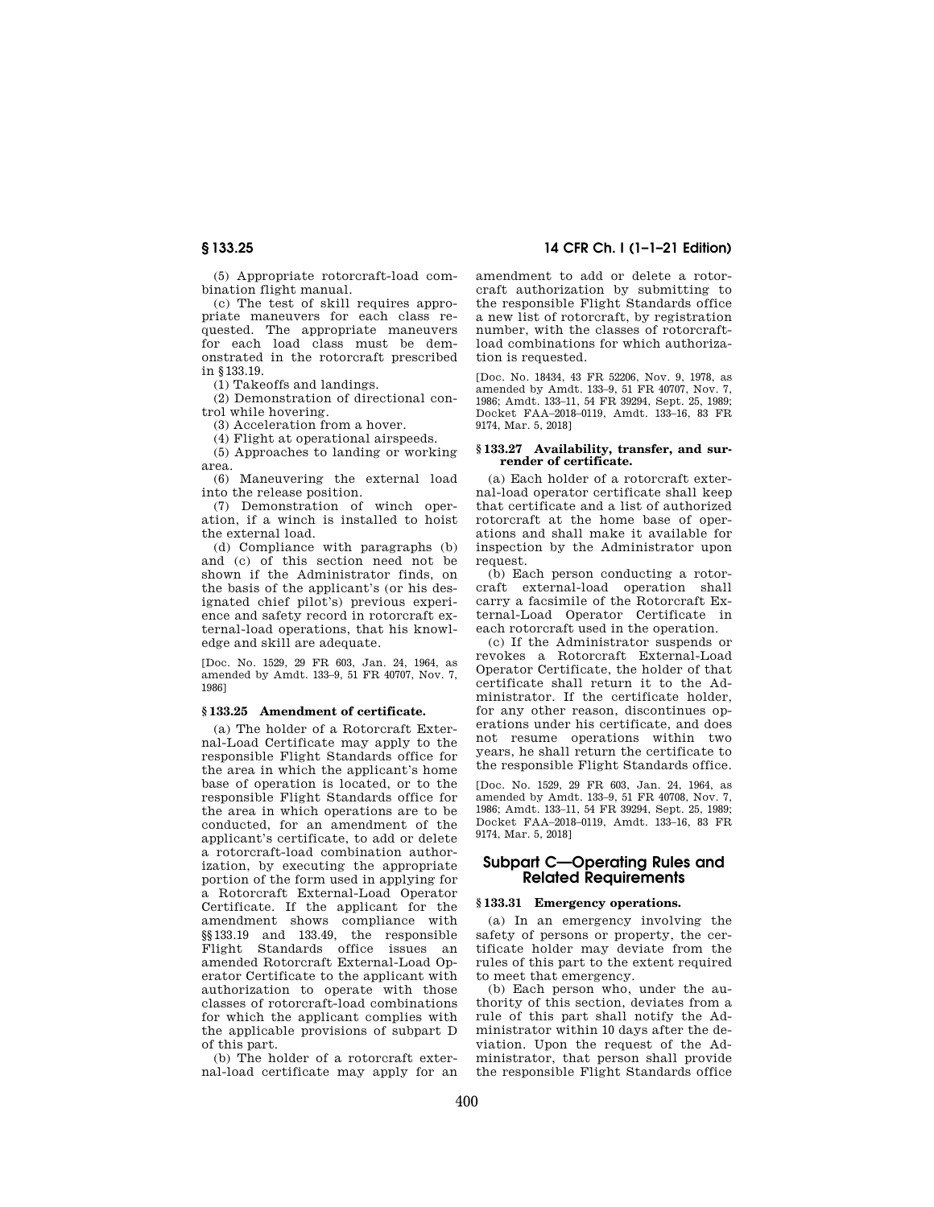(5) Appropriate rotorcraft-load combination flight manual.

(c) The test of skill requires appropriate maneuvers for each class requested. The appropriate maneuvers for each load class must be demonstrated in the rotorcraft prescribed in §133.19.

(1) Takeoffs and landings.

(2) Demonstration of directional control while hovering.

(3) Acceleration from a hover.

(4) Flight at operational airspeeds.

(5) Approaches to landing or working area.

(6) Maneuvering the external load into the release position.

(7) Demonstration of winch operation, if a winch is installed to hoist the external load.

(d) Compliance with paragraphs (b) and (c) of this section need not be shown if the Administrator finds, on the basis of the applicant's (or his designated chief pilot's) previous experience and safety record in rotorcraft external-load operations, that his knowledge and skill are adequate.

[Doc. No. 1529, 29 FR 603, Jan. 24, 1964, as amended by Amdt. 133–9, 51 FR 40707, Nov. 7, 1986]

### § 133.25 Amendment of certificate.

(a) The holder of a Rotorcraft External-Load Certificate may apply to the responsible Flight Standards office for the area in which the applicant's home base of operation is located, or to the responsible Flight Standards office for the area in which operations are to be conducted, for an amendment of the applicant's certificate, to add or delete a rotorcraft-load combination authorization, by executing the appropriate portion of the form used in applying for a Rotorcraft External-Load Operator Certificate. If the applicant for the amendment shows compliance with §§133.19 and 133.49, the responsible Flight Standards office issues an amended Rotorcraft External-Load Operator Certificate to the applicant with authorization to operate with those classes of rotorcraft-load combinations for which the applicant complies with the applicable provisions of subpart D of this part.

(b) The holder of a rotorcraft external-load certificate may apply for an amendment to add or delete a rotorcraft authorization by submitting to the responsible Flight Standards office a new list of rotorcraft, by registration number, with the classes of rotorcraft-load combinations for which authorization is requested.

[Doc. No. 18434, 43 FR 52206, Nov. 9, 1978, as amended by Amdt. 133–9, 51 FR 40707, Nov. 7, 1986; Amdt. 133–11, 54 FR 39294, Sept. 25, 1989; Docket FAA–2018–0119, Amdt. 133–16, 83 FR 9174, Mar. 5, 2018]

### § 133.27 Availability, transfer, and surrender of certificate.

(a) Each holder of a rotorcraft external-load operator certificate shall keep that certificate and a list of authorized rotorcraft at the home base of operations and shall make it available for inspection by the Administrator upon request.

(b) Each person conducting a rotorcraft external-load operation shall carry a facsimile of the Rotorcraft External-Load Operator Certificate in each rotorcraft used in the operation.

(c) If the Administrator suspends or revokes a Rotorcraft External-Load Operator Certificate, the holder of that certificate shall return it to the Administrator. If the certificate holder, for any other reason, discontinues operations under his certificate, and does not resume operations within two years, he shall return the certificate to the responsible Flight Standards office.

[Doc. No. 1529, 29 FR 603, Jan. 24, 1964, as amended by Amdt. 133–9, 51 FR 40708, Nov. 7, 1986; Amdt. 133–11, 54 FR 39294, Sept. 25, 1989; Docket FAA–2018–0119, Amdt. 133–16, 83 FR 9174, Mar. 5, 2018]

## Subpart C—Operating Rules and Related Requirements

### § 133.31 Emergency operations.

(a) In an emergency involving the safety of persons or property, the certificate holder may deviate from the rules of this part to the extent required to meet that emergency.

(b) Each person who, under the authority of this section, deviates from a rule of this part shall notify the Administrator within 10 days after the deviation. Upon the request of the Administrator, that person shall provide the responsible Flight Standards office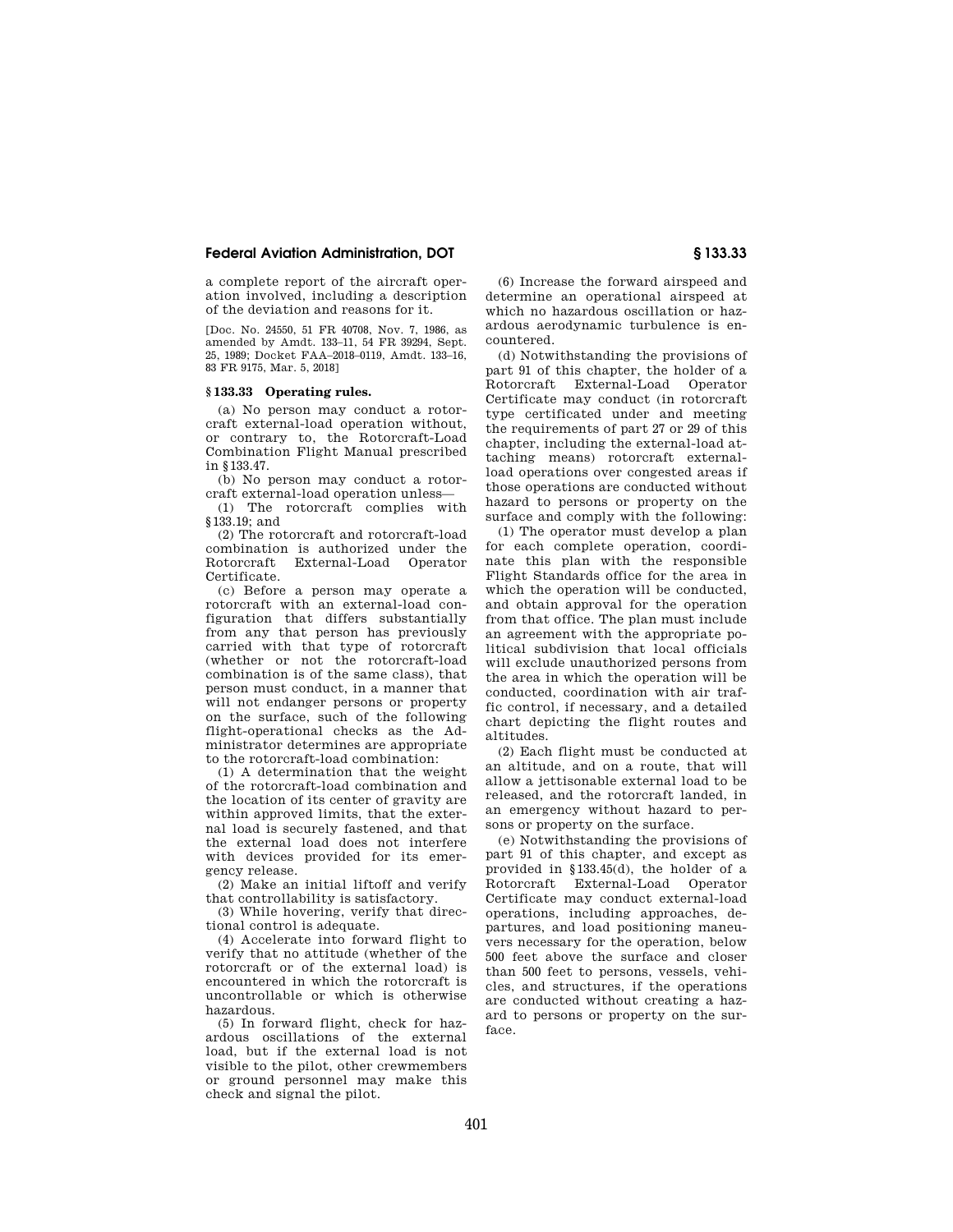a complete report of the aircraft operation involved, including a description of the deviation and reasons for it.

[Doc. No. 24550, 51 FR 40708, Nov. 7, 1986, as amended by Amdt. 133–11, 54 FR 39294, Sept. 25, 1989; Docket FAA–2018–0119, Amdt. 133–16, 83 FR 9175, Mar. 5, 2018]

### § 133.33 Operating rules.

(a) No person may conduct a rotorcraft external-load operation without, or contrary to, the Rotorcraft-Load Combination Flight Manual prescribed in §133.47.

(b) No person may conduct a rotorcraft external-load operation unless—

(1) The rotorcraft complies with §133.19; and

(2) The rotorcraft and rotorcraft-load combination is authorized under the Rotorcraft External-Load Operator Certificate.

(c) Before a person may operate a rotorcraft with an external-load configuration that differs substantially from any that person has previously carried with that type of rotorcraft (whether or not the rotorcraft-load combination is of the same class), that person must conduct, in a manner that will not endanger persons or property on the surface, such of the following flight-operational checks as the Administrator determines are appropriate to the rotorcraft-load combination:

(1) A determination that the weight of the rotorcraft-load combination and the location of its center of gravity are within approved limits, that the external load is securely fastened, and that the external load does not interfere with devices provided for its emergency release.

(2) Make an initial liftoff and verify that controllability is satisfactory.

(3) While hovering, verify that directional control is adequate.

(4) Accelerate into forward flight to verify that no attitude (whether of the rotorcraft or of the external load) is encountered in which the rotorcraft is uncontrollable or which is otherwise hazardous.

(5) In forward flight, check for hazardous oscillations of the external load, but if the external load is not visible to the pilot, other crewmembers or ground personnel may make this check and signal the pilot.

(6) Increase the forward airspeed and determine an operational airspeed at which no hazardous oscillation or hazardous aerodynamic turbulence is encountered.

(d) Notwithstanding the provisions of part 91 of this chapter, the holder of a Rotorcraft External-Load Operator Certificate may conduct (in rotorcraft type certificated under and meeting the requirements of part 27 or 29 of this chapter, including the external-load attaching means) rotorcraft external-load operations over congested areas if those operations are conducted without hazard to persons or property on the surface and comply with the following:

(1) The operator must develop a plan for each complete operation, coordinate this plan with the responsible Flight Standards office for the area in which the operation will be conducted, and obtain approval for the operation from that office. The plan must include an agreement with the appropriate political subdivision that local officials will exclude unauthorized persons from the area in which the operation will be conducted, coordination with air traffic control, if necessary, and a detailed chart depicting the flight routes and altitudes.

(2) Each flight must be conducted at an altitude, and on a route, that will allow a jettisonable external load to be released, and the rotorcraft landed, in an emergency without hazard to persons or property on the surface.

(e) Notwithstanding the provisions of part 91 of this chapter, and except as provided in §133.45(d), the holder of a Rotorcraft External-Load Operator Certificate may conduct external-load operations, including approaches, departures, and load positioning maneuvers necessary for the operation, below 500 feet above the surface and closer than 500 feet to persons, vessels, vehicles, and structures, if the operations are conducted without creating a hazard to persons or property on the surface.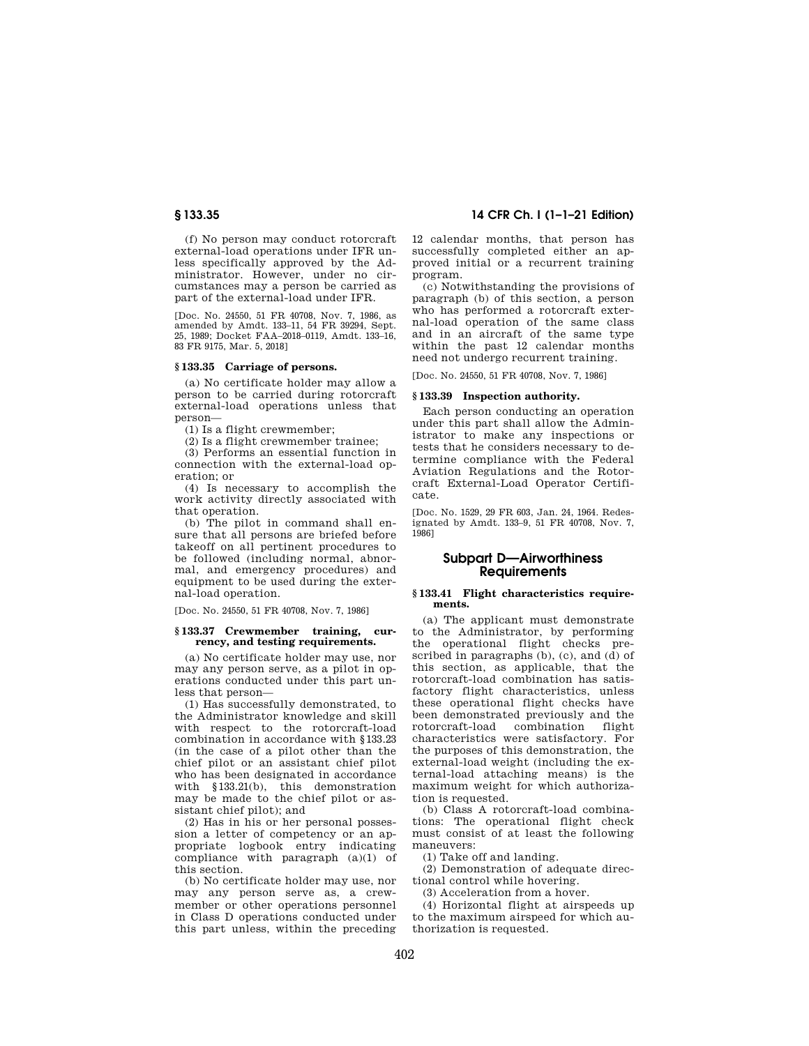(f) No person may conduct rotorcraft external-load operations under IFR unless specifically approved by the Administrator. However, under no circumstances may a person be carried as part of the external-load under IFR.

[Doc. No. 24550, 51 FR 40708, Nov. 7, 1986, as amended by Amdt. 133–11, 54 FR 39294, Sept. 25, 1989; Docket FAA–2018–0119, Amdt. 133–16, 83 FR 9175, Mar. 5, 2018]

### § 133.35 Carriage of persons.

(a) No certificate holder may allow a person to be carried during rotorcraft external-load operations unless that person—

(1) Is a flight crewmember;

(2) Is a flight crewmember trainee;

(3) Performs an essential function in connection with the external-load operation; or

(4) Is necessary to accomplish the work activity directly associated with that operation.

(b) The pilot in command shall ensure that all persons are briefed before takeoff on all pertinent procedures to be followed (including normal, abnormal, and emergency procedures) and equipment to be used during the external-load operation.

[Doc. No. 24550, 51 FR 40708, Nov. 7, 1986]

### § 133.37 Crewmember training, currency, and testing requirements.

(a) No certificate holder may use, nor may any person serve, as a pilot in operations conducted under this part unless that person—

(1) Has successfully demonstrated, to the Administrator knowledge and skill with respect to the rotorcraft-load combination in accordance with §133.23 (in the case of a pilot other than the chief pilot or an assistant chief pilot who has been designated in accordance with §133.21(b), this demonstration may be made to the chief pilot or assistant chief pilot); and

(2) Has in his or her personal possession a letter of competency or an appropriate logbook entry indicating compliance with paragraph (a)(1) of this section.

(b) No certificate holder may use, nor may any person serve, as, a crewmember or other operations personnel in Class D operations conducted under this part unless, within the preceding 12 calendar months, that person has successfully completed either an approved initial or a recurrent training program.

(c) Notwithstanding the provisions of paragraph (b) of this section, a person who has performed a rotorcraft external-load operation of the same class and in an aircraft of the same type within the past 12 calendar months need not undergo recurrent training.

[Doc. No. 24550, 51 FR 40708, Nov. 7, 1986]

### § 133.39 Inspection authority.

Each person conducting an operation under this part shall allow the Administrator to make any inspections or tests that he considers necessary to determine compliance with the Federal Aviation Regulations and the Rotorcraft External-Load Operator Certificate.

[Doc. No. 1529, 29 FR 603, Jan. 24, 1964. Redesignated by Amdt. 133–9, 51 FR 40708, Nov. 7, 1986]

## Subpart D—Airworthiness Requirements

### § 133.41 Flight characteristics requirements.

(a) The applicant must demonstrate to the Administrator, by performing the operational flight checks prescribed in paragraphs (b), (c), and (d) of this section, as applicable, that the rotorcraft-load combination has satisfactory flight characteristics, unless these operational flight checks have been demonstrated previously and the rotorcraft-load combination flight characteristics were satisfactory. For the purposes of this demonstration, the external-load weight (including the external-load attaching means) is the maximum weight for which authorization is requested.

(b) Class A rotorcraft-load combinations: The operational flight check must consist of at least the following maneuvers:

(1) Take off and landing.

(2) Demonstration of adequate directional control while hovering.

(3) Acceleration from a hover.

(4) Horizontal flight at airspeeds up to the maximum airspeed for which authorization is requested.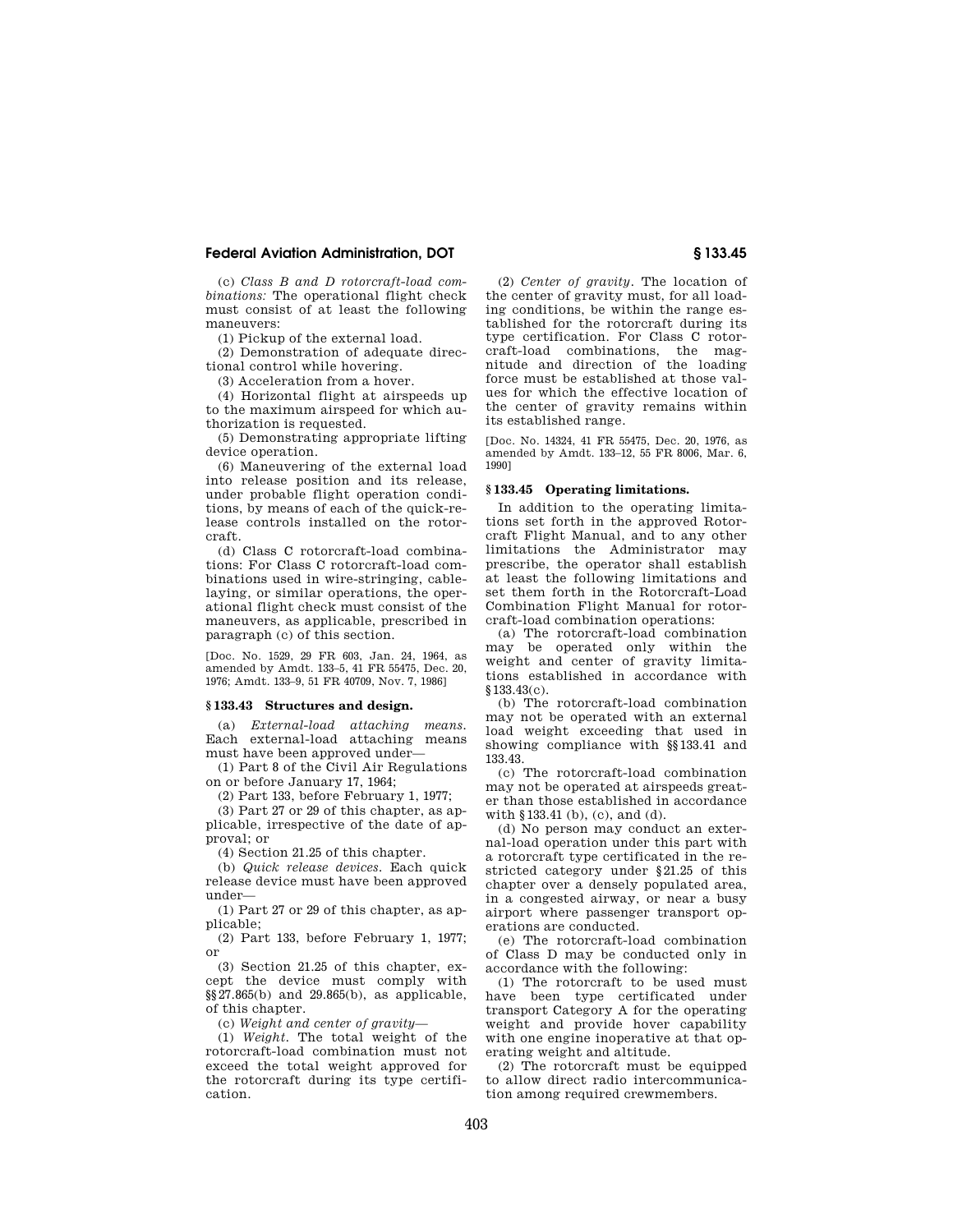(c) *Class B and D rotorcraft-load combinations:* The operational flight check must consist of at least the following maneuvers:

(1) Pickup of the external load.

(2) Demonstration of adequate directional control while hovering.

(3) Acceleration from a hover.

(4) Horizontal flight at airspeeds up to the maximum airspeed for which authorization is requested.

(5) Demonstrating appropriate lifting device operation.

(6) Maneuvering of the external load into release position and its release, under probable flight operation conditions, by means of each of the quick-release controls installed on the rotorcraft.

(d) Class C rotorcraft-load combinations: For Class C rotorcraft-load combinations used in wire-stringing, cable-laying, or similar operations, the operational flight check must consist of the maneuvers, as applicable, prescribed in paragraph (c) of this section.

[Doc. No. 1529, 29 FR 603, Jan. 24, 1964, as amended by Amdt. 133–5, 41 FR 55475, Dec. 20, 1976; Amdt. 133–9, 51 FR 40709, Nov. 7, 1986]

### § 133.43 Structures and design.

(a) *External-load attaching means.* Each external-load attaching means must have been approved under—

(1) Part 8 of the Civil Air Regulations on or before January 17, 1964;

(2) Part 133, before February 1, 1977;

(3) Part 27 or 29 of this chapter, as applicable, irrespective of the date of approval; or

(4) Section 21.25 of this chapter.

(b) *Quick release devices.* Each quick release device must have been approved under—

(1) Part 27 or 29 of this chapter, as applicable;

(2) Part 133, before February 1, 1977; or

(3) Section 21.25 of this chapter, except the device must comply with §§27.865(b) and 29.865(b), as applicable, of this chapter.

(c) *Weight and center of gravity*—

(1) *Weight.* The total weight of the rotorcraft-load combination must not exceed the total weight approved for the rotorcraft during its type certification.

(2) *Center of gravity.* The location of the center of gravity must, for all loading conditions, be within the range established for the rotorcraft during its type certification. For Class C rotorcraft-load combinations, the magnitude and direction of the loading force must be established at those values for which the effective location of the center of gravity remains within its established range.

[Doc. No. 14324, 41 FR 55475, Dec. 20, 1976, as amended by Amdt. 133–12, 55 FR 8006, Mar. 6, 1990]

### § 133.45 Operating limitations.

In addition to the operating limitations set forth in the approved Rotorcraft Flight Manual, and to any other limitations the Administrator may prescribe, the operator shall establish at least the following limitations and set them forth in the Rotorcraft-Load Combination Flight Manual for rotorcraft-load combination operations:

(a) The rotorcraft-load combination may be operated only within the weight and center of gravity limitations established in accordance with §133.43(c).

(b) The rotorcraft-load combination may not be operated with an external load weight exceeding that used in showing compliance with §§133.41 and 133.43.

(c) The rotorcraft-load combination may not be operated at airspeeds greater than those established in accordance with §133.41 (b), (c), and (d).

(d) No person may conduct an external-load operation under this part with a rotorcraft type certificated in the restricted category under §21.25 of this chapter over a densely populated area, in a congested airway, or near a busy airport where passenger transport operations are conducted.

(e) The rotorcraft-load combination of Class D may be conducted only in accordance with the following:

(1) The rotorcraft to be used must have been type certificated under transport Category A for the operating weight and provide hover capability with one engine inoperative at that operating weight and altitude.

(2) The rotorcraft must be equipped to allow direct radio intercommunication among required crewmembers.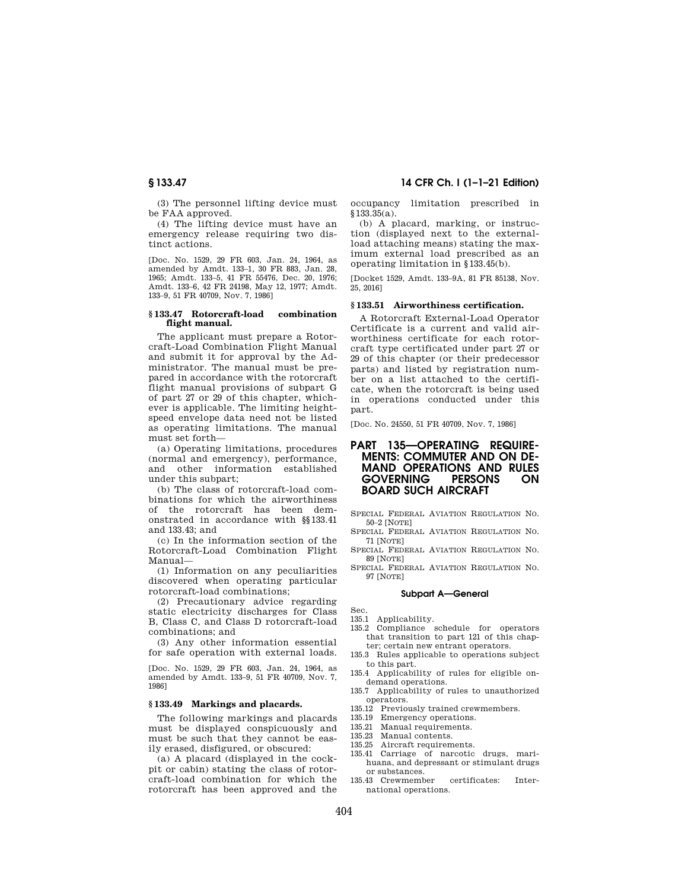(3) The personnel lifting device must be FAA approved.

(4) The lifting device must have an emergency release requiring two distinct actions.

[Doc. No. 1529, 29 FR 603, Jan. 24, 1964, as amended by Amdt. 133–1, 30 FR 883, Jan. 28, 1965; Amdt. 133–5, 41 FR 55476, Dec. 20, 1976; Amdt. 133–6, 42 FR 24198, May 12, 1977; Amdt. 133–9, 51 FR 40709, Nov. 7, 1986]

### § 133.47 Rotorcraft-load combination flight manual.

The applicant must prepare a Rotorcraft-Load Combination Flight Manual and submit it for approval by the Administrator. The manual must be prepared in accordance with the rotorcraft flight manual provisions of subpart G of part 27 or 29 of this chapter, whichever is applicable. The limiting height-speed envelope data need not be listed as operating limitations. The manual must set forth—

(a) Operating limitations, procedures (normal and emergency), performance, and other information established under this subpart;

(b) The class of rotorcraft-load combinations for which the airworthiness of the rotorcraft has been demonstrated in accordance with §§ 133.41 and 133.43; and

(c) In the information section of the Rotorcraft-Load Combination Flight Manual—

(1) Information on any peculiarities discovered when operating particular rotorcraft-load combinations;

(2) Precautionary advice regarding static electricity discharges for Class B, Class C, and Class D rotorcraft-load combinations; and

(3) Any other information essential for safe operation with external loads.

[Doc. No. 1529, 29 FR 603, Jan. 24, 1964, as amended by Amdt. 133–9, 51 FR 40709, Nov. 7, 1986]

### § 133.49 Markings and placards.

The following markings and placards must be displayed conspicuously and must be such that they cannot be easily erased, disfigured, or obscured:

(a) A placard (displayed in the cockpit or cabin) stating the class of rotorcraft-load combination for which the rotorcraft has been approved and the occupancy limitation prescribed in § 133.35(a).

(b) A placard, marking, or instruction (displayed next to the external-load attaching means) stating the maximum external load prescribed as an operating limitation in § 133.45(b).

[Docket 1529, Amdt. 133–9A, 81 FR 85138, Nov. 25, 2016]

### § 133.51 Airworthiness certification.

A Rotorcraft External-Load Operator Certificate is a current and valid airworthiness certificate for each rotorcraft type certificated under part 27 or 29 of this chapter (or their predecessor parts) and listed by registration number on a list attached to the certificate, when the rotorcraft is being used in operations conducted under this part.

[Doc. No. 24550, 51 FR 40709, Nov. 7, 1986]

# PART 135—OPERATING REQUIREMENTS: COMMUTER AND ON DEMAND OPERATIONS AND RULES GOVERNING PERSONS ON BOARD SUCH AIRCRAFT

SPECIAL FEDERAL AVIATION REGULATION NO. 50–2 [NOTE]
SPECIAL FEDERAL AVIATION REGULATION NO. 71 [NOTE]
SPECIAL FEDERAL AVIATION REGULATION NO. 89 [NOTE]
SPECIAL FEDERAL AVIATION REGULATION NO. 97 [NOTE]

## Subpart A—General

Sec.
135.1 Applicability.
135.2 Compliance schedule for operators that transition to part 121 of this chapter; certain new entrant operators.
135.3 Rules applicable to operations subject to this part.
135.4 Applicability of rules for eligible on-demand operations.
135.7 Applicability of rules to unauthorized operators.
135.12 Previously trained crewmembers.
135.19 Emergency operations.
135.21 Manual requirements.
135.23 Manual contents.
135.25 Aircraft requirements.
135.41 Carriage of narcotic drugs, marihuana, and depressant or stimulant drugs or substances.
135.43 Crewmember certificates: International operations.